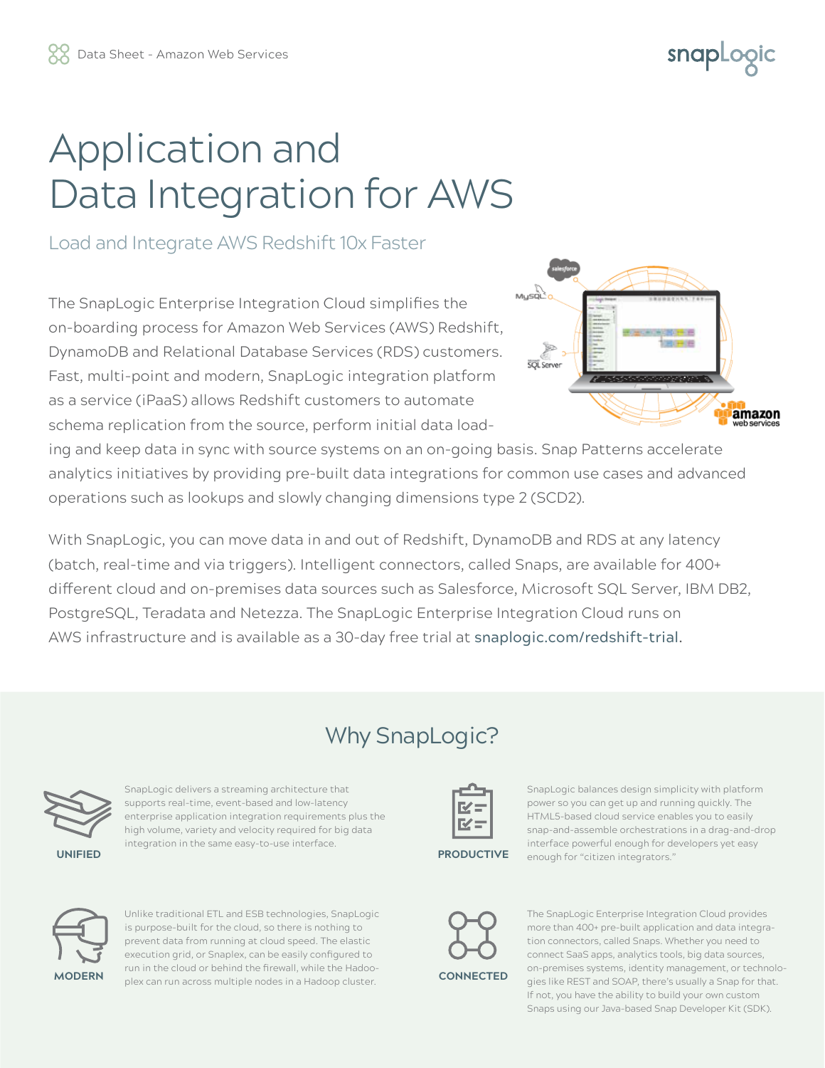# Application and Data Integration for AWS

## Load and Integrate AWS Redshift 10x Faster

The SnapLogic Enterprise Integration Cloud simplifies the on-boarding process for Amazon Web Services (AWS) Redshift, DynamoDB and Relational Database Services (RDS) customers. Fast, multi-point and modern, SnapLogic integration platform as a service (iPaaS) allows Redshift customers to automate schema replication from the source, perform initial data loading and keep data in sync with source systems on an on-going basis. Snap Patterns accelerate analytics initiatives by providing pre-built data integrations for common use cases and advanced operations such as lookups and slowly changing dimensions type 2 (SCD2).

With SnapLogic, you can move data in and out of Redshift, DynamoDB and RDS at any latency (batch, real-time and via triggers). Intelligent connectors, called Snaps, are available for 400+ different cloud and on-premises data sources such as Salesforce, Microsoft SQL Server, IBM DB2, PostgreSQL, Teradata and Netezza. The SnapLogic Enterprise Integration Cloud runs on AWS infrastructure and is available as a 30-day free trial at snaplogic.com/redshift-trial.

## Why SnapLogic?

**UNIFIED**

SnapLogic delivers a streaming architecture that supports real-time, event-based and low-latency enterprise application integration requirements plus the high volume, variety and velocity required for big data integration in the same easy-to-use interface.

**PRODUCTIVE**

SnapLogic balances design simplicity with platform power so you can get up and running quickly. The HTML5-based cloud service enables you to easily snap-and-assemble orchestrations in a drag-and-drop interface powerful enough for developers yet easy enough for "citizen integrators."

**MODERN**

Unlike traditional ETL and ESB technologies, SnapLogic is purpose-built for the cloud, so there is nothing to prevent data from running at cloud speed. The elastic execution grid, or Snaplex, can be easily configured to run in the cloud or behind the firewall, while the Hadooplex can run across multiple nodes in a Hadoop cluster.

**CONNECTED**

The SnapLogic Enterprise Integration Cloud provides more than 400+ pre-built application and data integration connectors, called Snaps. Whether you need to connect SaaS apps, analytics tools, big data sources, on-premises systems, identity management, or technologies like REST and SOAP, there's usually a Snap for that. If not, you have the ability to build your own custom Snaps using our Java-based Snap Developer Kit (SDK).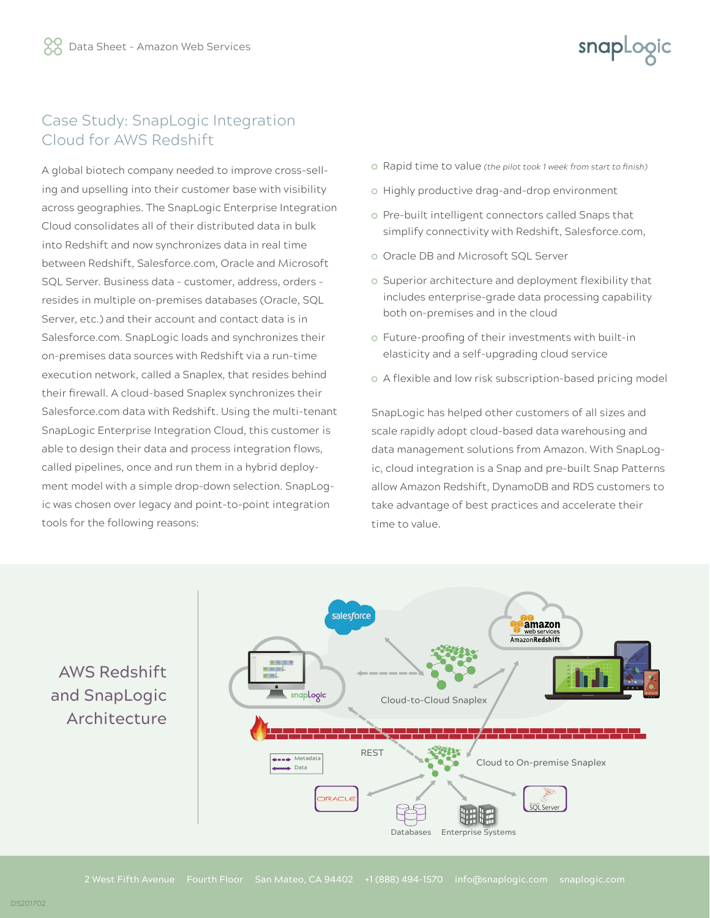## Case Study: SnapLogic Integration Cloud for AWS Redshift

A global biotech company needed to improve cross-selling and upselling into their customer base with visibility across geographies. The SnapLogic Enterprise Integration Cloud consolidates all of their distributed data in bulk into Redshift and now synchronizes data in real time between Redshift, Salesforce.com, Oracle and Microsoft SQL Server. Business data - customer, address, orders - resides in multiple on-premises databases (Oracle, SQL Server, etc.) and their account and contact data is in Salesforce.com. SnapLogic loads and synchronizes their on-premises data sources with Redshift via a run-time execution network, called a Snaplex, that resides behind their firewall. A cloud-based Snaplex synchronizes their Salesforce.com data with Redshift. Using the multi-tenant SnapLogic Enterprise Integration Cloud, this customer is able to design their data and process integration flows, called pipelines, once and run them in a hybrid deployment model with a simple drop-down selection. SnapLogic was chosen over legacy and point-to-point integration tools for the following reasons:

- Rapid time to value *(the pilot took 1 week from start to finish)*
- Highly productive drag-and-drop environment
- Pre-built intelligent connectors called Snaps that simplify connectivity with Redshift, Salesforce.com,
- Oracle DB and Microsoft SQL Server
- Superior architecture and deployment flexibility that includes enterprise-grade data processing capability both on-premises and in the cloud
- Future-proofing of their investments with built-in elasticity and a self-upgrading cloud service
- A flexible and low risk subscription-based pricing model

SnapLogic has helped other customers of all sizes and scale rapidly adopt cloud-based data warehousing and data management solutions from Amazon. With SnapLogic, cloud integration is a Snap and pre-built Snap Patterns allow Amazon Redshift, DynamoDB and RDS customers to take advantage of best practices and accelerate their time to value.

## AWS Redshift and SnapLogic Architecture

salesforce

amazon web services

AmazonRedshift

snapLogic

Cloud-to-Cloud Snaplex

REST

Metadata

Data

Cloud to On-premise Snaplex

ORACLE

Databases

Enterprise Systems

SQL Server

2 West Fifth Avenue  Fourth Floor  San Mateo, CA 94402  +1 (888) 494-1570  info@snaplogic.com  snaplogic.com

DS201702